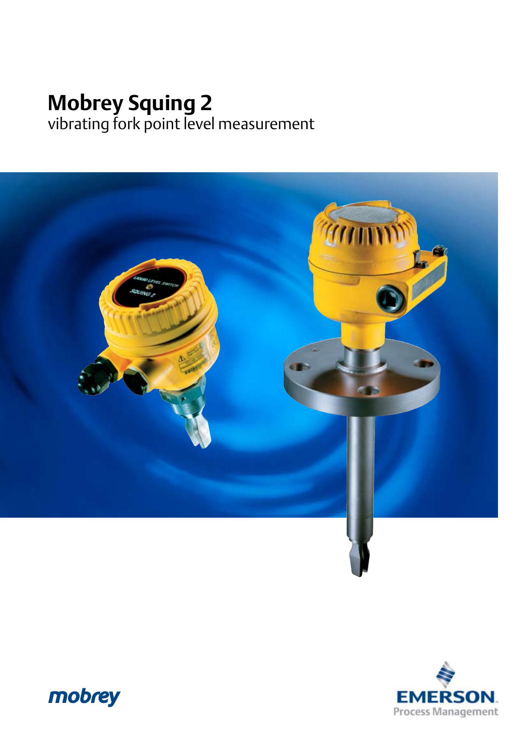# Mobrey Squing 2

vibrating fork point level measurement

mobrey

EMERSON
Process Management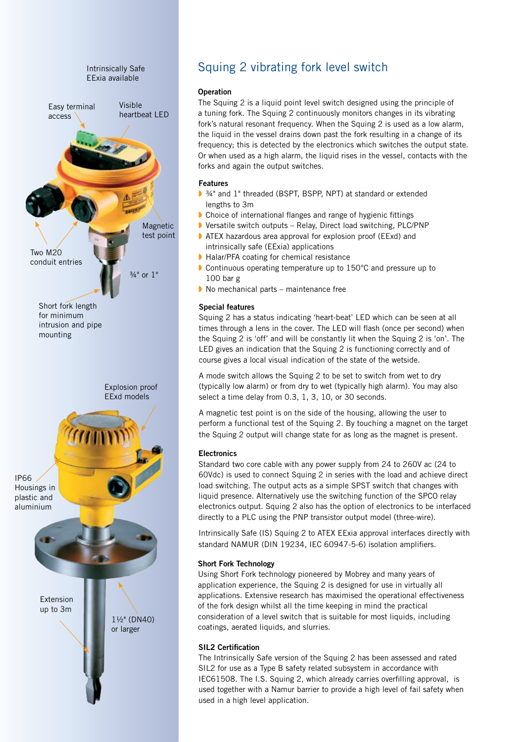Intrinsically Safe EExia available

Easy terminal access

Visible heartbeat LED

Magnetic test point

Two M20 conduit entries

¾" or 1"

Short fork length for minimum intrusion and pipe mounting

Explosion proof EExd models

IP66 Housings in plastic and aluminium

Extension up to 3m

1½" (DN40) or larger

# Squing 2 vibrating fork level switch

### Operation

The Squing 2 is a liquid point level switch designed using the principle of a tuning fork. The Squing 2 continuously monitors changes in its vibrating fork's natural resonant frequency. When the Squing 2 is used as a low alarm, the liquid in the vessel drains down past the fork resulting in a change of its frequency; this is detected by the electronics which switches the output state. Or when used as a high alarm, the liquid rises in the vessel, contacts with the forks and again the output switches.

### Features

- ¾" and 1" threaded (BSPT, BSPP, NPT) at standard or extended lengths to 3m
- Choice of international flanges and range of hygienic fittings
- Versatile switch outputs – Relay, Direct load switching, PLC/PNP
- ATEX hazardous area approval for explosion proof (EExd) and intrinsically safe (EExia) applications
- Halar/PFA coating for chemical resistance
- Continuous operating temperature up to 150°C and pressure up to 100 bar g
- No mechanical parts – maintenance free

### Special features

Squing 2 has a status indicating 'heart-beat' LED which can be seen at all times through a lens in the cover. The LED will flash (once per second) when the Squing 2 is 'off' and will be constantly lit when the Squing 2 is 'on'. The LED gives an indication that the Squing 2 is functioning correctly and of course gives a local visual indication of the state of the wetside.

A mode switch allows the Squing 2 to be set to switch from wet to dry (typically low alarm) or from dry to wet (typically high alarm). You may also select a time delay from 0.3, 1, 3, 10, or 30 seconds.

A magnetic test point is on the side of the housing, allowing the user to perform a functional test of the Squing 2. By touching a magnet on the target the Squing 2 output will change state for as long as the magnet is present.

### Electronics

Standard two core cable with any power supply from 24 to 260V ac (24 to 60Vdc) is used to connect Squing 2 in series with the load and achieve direct load switching. The output acts as a simple SPST switch that changes with liquid presence. Alternatively use the switching function of the SPCO relay electronics output. Squing 2 also has the option of electronics to be interfaced directly to a PLC using the PNP transistor output model (three-wire).

Intrinsically Safe (IS) Squing 2 to ATEX EExia approval interfaces directly with standard NAMUR (DIN 19234, IEC 60947-5-6) isolation amplifiers.

### Short Fork Technology

Using Short Fork technology pioneered by Mobrey and many years of application experience, the Squing 2 is designed for use in virtually all applications. Extensive research has maximised the operational effectiveness of the fork design whilst all the time keeping in mind the practical consideration of a level switch that is suitable for most liquids, including coatings, aerated liquids, and slurries.

### SIL2 Certification

The Intrinsically Safe version of the Squing 2 has been assessed and rated SIL2 for use as a Type B safety related subsystem in accordance with IEC61508. The I.S. Squing 2, which already carries overfilling approval, is used together with a Namur barrier to provide a high level of fail safety when used in a high level application.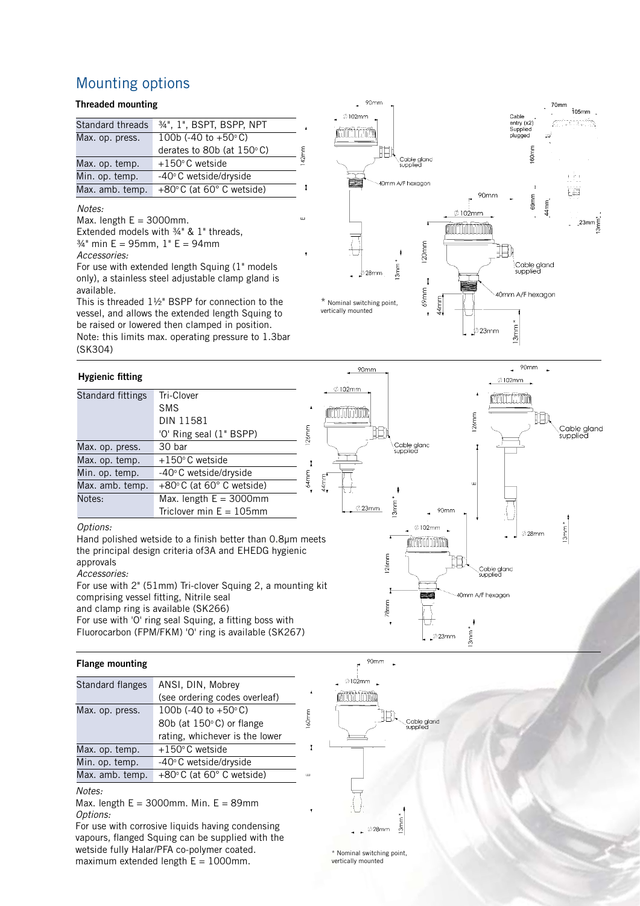# Mounting options

### Threaded mounting

| Standard threads | ¾", 1", BSPT, BSPP, NPT |
|---|---|
| Max. op. press. | 100b (-40 to +50°C) derates to 80b (at 150°C) |
| Max. op. temp. | +150°C wetside |
| Min. op. temp. | -40°C wetside/dryside |
| Max. amb. temp. | +80°C (at 60° C wetside) |

*Notes:*

Max. length E = 3000mm.
Extended models with ¾" & 1" threads,
¾" min E = 95mm, 1" E = 94mm

*Accessories:*

For use with extended length Squing (1" models only), a stainless steel adjustable clamp gland is available.
This is threaded 1½" BSPP for connection to the vessel, and allows the extended length Squing to be raised or lowered then clamped in position.
Note: this limits max. operating pressure to 1.3bar (SK304)

\* Nominal switching point, vertically mounted

### Hygienic fitting

| Standard fittings | Tri-Clover<br>SMS<br>DIN 11581<br>'O' Ring seal (1" BSPP) |
|---|---|
| Max. op. press. | 30 bar |
| Max. op. temp. | +150°C wetside |
| Min. op. temp. | -40°C wetside/dryside |
| Max. amb. temp. | +80°C (at 60° C wetside) |
| Notes: | Max. length E = 3000mm<br>Triclover min E = 105mm |

*Options:*

Hand polished wetside to a finish better than 0.8μm meets the principal design criteria of3A and EHEDG hygienic approvals

*Accessories:*

For use with 2" (51mm) Tri-clover Squing 2, a mounting kit comprising vessel fitting, Nitrile seal
and clamp ring is available (SK266)
For use with 'O' ring seal Squing, a fitting boss with Fluorocarbon (FPM/FKM) 'O' ring is available (SK267)

### Flange mounting

| Standard flanges | ANSI, DIN, Mobrey (see ordering codes overleaf) |
|---|---|
| Max. op. press. | 100b (-40 to +50°C) 80b (at 150°C) or flange rating, whichever is the lower |
| Max. op. temp. | +150°C wetside |
| Min. op. temp. | -40°C wetside/dryside |
| Max. amb. temp. | +80°C (at 60° C wetside) |

*Notes:*

Max. length E = 3000mm. Min. E = 89mm

*Options:*

For use with corrosive liquids having condensing vapours, flanged Squing can be supplied with the wetside fully Halar/PFA co-polymer coated. maximum extended length E = 1000mm.

\* Nominal switching point, vertically mounted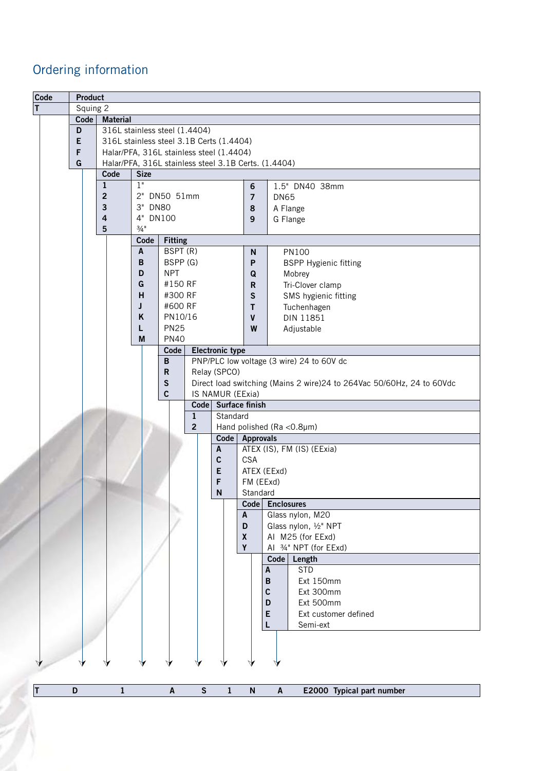## Ordering information

| Code | Product |
|---|---|
| T | Squing 2 |

| Code | Material |
|---|---|
| D | 316L stainless steel (1.4404) |
| E | 316L stainless steel 3.1B Certs (1.4404) |
| F | Halar/PFA, 316L stainless steel (1.4404) |
| G | Halar/PFA, 316L stainless steel 3.1B Certs. (1.4404) |

| Code | Size | Code | Size |
|---|---|---|---|
| 1 | 1" | 6 | 1.5" DN40 38mm |
| 2 | 2" DN50 51mm | 7 | DN65 |
| 3 | 3" DN80 | 8 | A Flange |
| 4 | 4" DN100 | 9 | G Flange |
| 5 | ¾" | | |

| Code | Fitting | Code | Fitting |
|---|---|---|---|
| A | BSPT (R) | N | PN100 |
| B | BSPP (G) | P | BSPP Hygienic fitting |
| D | NPT | Q | Mobrey |
| G | #150 RF | R | Tri-Clover clamp |
| H | #300 RF | S | SMS hygienic fitting |
| J | #600 RF | T | Tuchenhagen |
| K | PN10/16 | V | DIN 11851 |
| L | PN25 | W | Adjustable |
| M | PN40 | | |

| Code | Electronic type |
|---|---|
| B | PNP/PLC low voltage (3 wire) 24 to 60V dc |
| R | Relay (SPCO) |
| S | Direct load switching (Mains 2 wire)24 to 264Vac 50/60Hz, 24 to 60Vdc |
| C | IS NAMUR (EExia) |

| Code | Surface finish |
|---|---|
| 1 | Standard |
| 2 | Hand polished (Ra <0.8μm) |

| Code | Approvals |
|---|---|
| A | ATEX (IS), FM (IS) (EExia) |
| C | CSA |
| E | ATEX (EExd) |
| F | FM (EExd) |
| N | Standard |

| Code | Enclosures |
|---|---|
| A | Glass nylon, M20 |
| D | Glass nylon, ½" NPT |
| X | Al M25 (for EExd) |
| Y | Al ¾" NPT (for EExd) |

| Code | Length |
|---|---|
| A | STD |
| B | Ext 150mm |
| C | Ext 300mm |
| D | Ext 500mm |
| E | Ext customer defined |
| L | Semi-ext |

| T | D | 1 | A | S | 1 | N | A | E2000 Typical part number |
|---|---|---|---|---|---|---|---|---|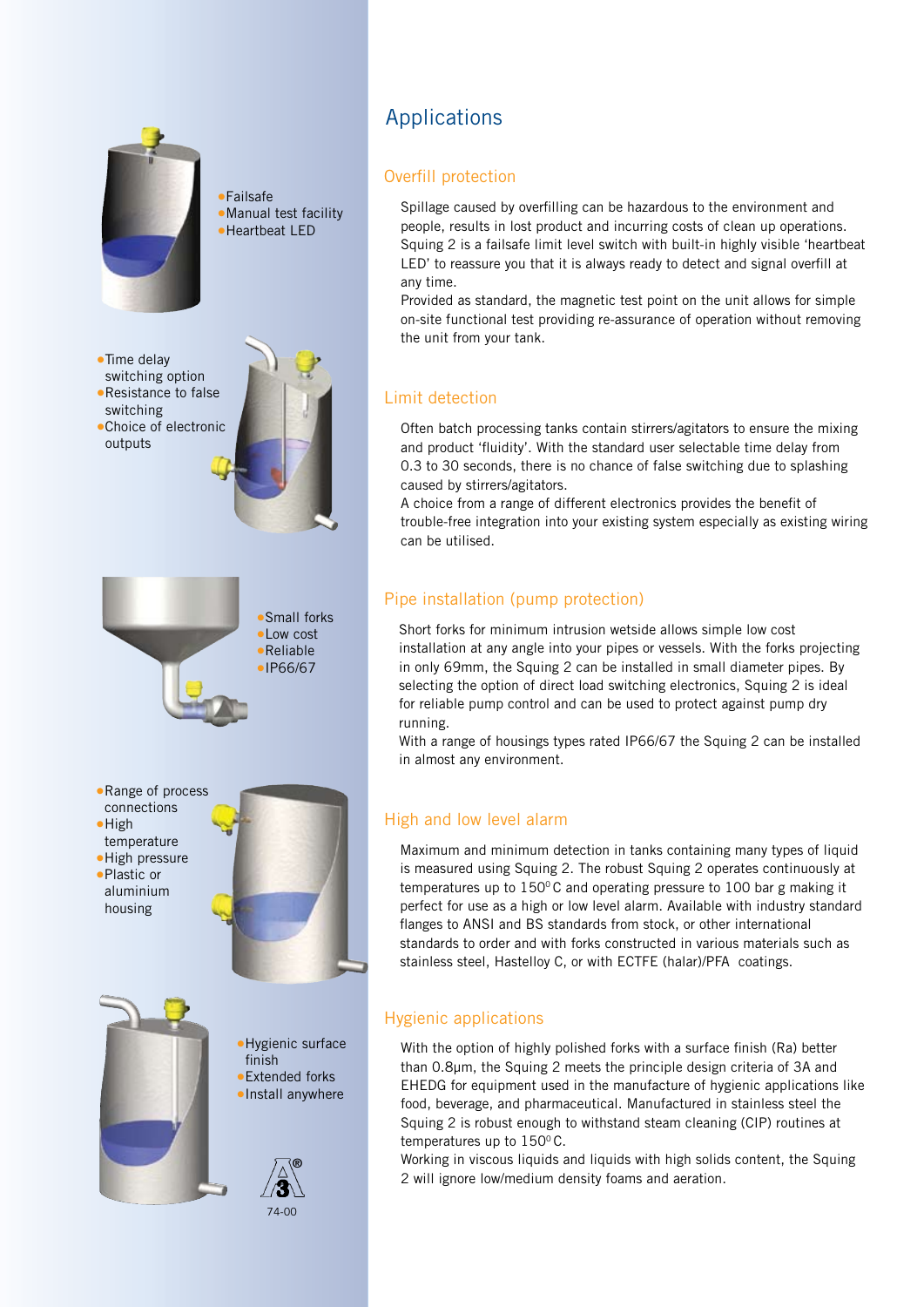- Failsafe
- Manual test facility
- Heartbeat LED

- Time delay switching option
- Resistance to false switching
- Choice of electronic outputs

- Small forks
- Low cost
- Reliable
- IP66/67

- Range of process connections
- High temperature
- High pressure
- Plastic or aluminium housing

- Hygienic surface finish
- Extended forks
- Install anywhere

74-00

# Applications

## Overfill protection

Spillage caused by overfilling can be hazardous to the environment and people, results in lost product and incurring costs of clean up operations. Squing 2 is a failsafe limit level switch with built-in highly visible 'heartbeat LED' to reassure you that it is always ready to detect and signal overfill at any time.

Provided as standard, the magnetic test point on the unit allows for simple on-site functional test providing re-assurance of operation without removing the unit from your tank.

## Limit detection

Often batch processing tanks contain stirrers/agitators to ensure the mixing and product 'fluidity'. With the standard user selectable time delay from 0.3 to 30 seconds, there is no chance of false switching due to splashing caused by stirrers/agitators.

A choice from a range of different electronics provides the benefit of trouble-free integration into your existing system especially as existing wiring can be utilised.

## Pipe installation (pump protection)

Short forks for minimum intrusion wetside allows simple low cost installation at any angle into your pipes or vessels. With the forks projecting in only 69mm, the Squing 2 can be installed in small diameter pipes. By selecting the option of direct load switching electronics, Squing 2 is ideal for reliable pump control and can be used to protect against pump dry running.

With a range of housings types rated IP66/67 the Squing 2 can be installed in almost any environment.

## High and low level alarm

Maximum and minimum detection in tanks containing many types of liquid is measured using Squing 2. The robust Squing 2 operates continuously at temperatures up to 150$^{0}$C and operating pressure to 100 bar g making it perfect for use as a high or low level alarm. Available with industry standard flanges to ANSI and BS standards from stock, or other international standards to order and with forks constructed in various materials such as stainless steel, Hastelloy C, or with ECTFE (halar)/PFA coatings.

## Hygienic applications

With the option of highly polished forks with a surface finish (Ra) better than 0.8µm, the Squing 2 meets the principle design criteria of 3A and EHEDG for equipment used in the manufacture of hygienic applications like food, beverage, and pharmaceutical. Manufactured in stainless steel the Squing 2 is robust enough to withstand steam cleaning (CIP) routines at temperatures up to 150$^{0}$C.

Working in viscous liquids and liquids with high solids content, the Squing 2 will ignore low/medium density foams and aeration.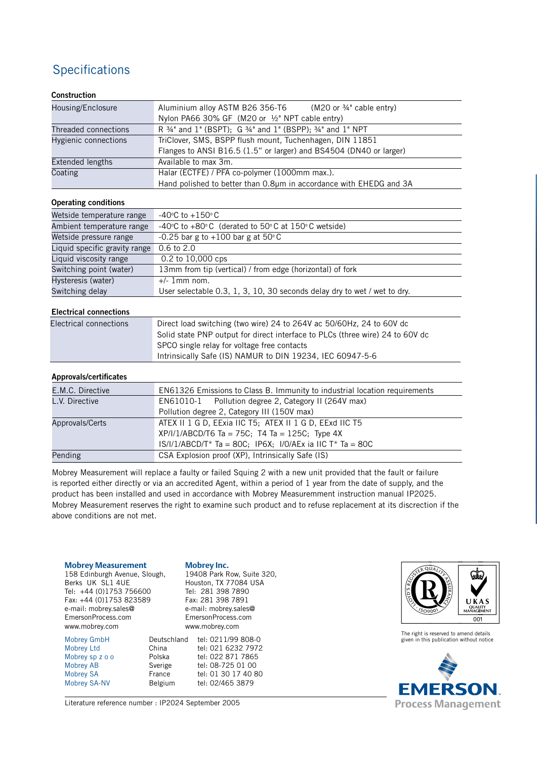# Specifications

### Construction

| | |
|---|---|
| Housing/Enclosure | Aluminium alloy ASTM B26 356-T6 (M20 or ¾" cable entry)<br>Nylon PA66 30% GF (M20 or ½" NPT cable entry) |
| Threaded connections | R ¾" and 1" (BSPT); G ¾" and 1" (BSPP); ¾" and 1" NPT |
| Hygienic connections | TriClover, SMS, BSPP flush mount, Tuchenhagen, DIN 11851<br>Flanges to ANSI B16.5 (1.5" or larger) and BS4504 (DN40 or larger) |
| Extended lengths | Available to max 3m. |
| Coating | Halar (ECTFE) / PFA co-polymer (1000mm max.).<br>Hand polished to better than 0.8µm in accordance with EHEDG and 3A |

### Operating conditions

| | |
|---|---|
| Wetside temperature range | -40°C to +150°C |
| Ambient temperature range | -40°C to +80°C (derated to 50°C at 150°C wetside) |
| Wetside pressure range | -0.25 bar g to +100 bar g at 50°C |
| Liquid specific gravity range | 0.6 to 2.0 |
| Liquid viscosity range | 0.2 to 10,000 cps |
| Switching point (water) | 13mm from tip (vertical) / from edge (horizontal) of fork |
| Hysteresis (water) | +/- 1mm nom. |
| Switching delay | User selectable 0.3, 1, 3, 10, 30 seconds delay dry to wet / wet to dry. |

### Electrical connections

| | |
|---|---|
| Electrical connections | Direct load switching (two wire) 24 to 264V ac 50/60Hz, 24 to 60V dc<br>Solid state PNP output for direct interface to PLCs (three wire) 24 to 60V dc<br>SPCO single relay for voltage free contacts<br>Intrinsically Safe (IS) NAMUR to DIN 19234, IEC 60947-5-6 |

### Approvals/certificates

| | |
|---|---|
| E.M.C. Directive | EN61326 Emissions to Class B. Immunity to industrial location requirements |
| L.V. Directive | EN61010-1 Pollution degree 2, Category II (264V max)<br>Pollution degree 2, Category III (150V max) |
| Approvals/Certs | ATEX II 1 G D, EExia IIC T5; ATEX II 1 G D, EExd IIC T5<br>XP/I/1/ABCD/T6 Ta = 75C; T4 Ta = 125C; Type 4X<br>IS/I/1/ABCD/T* Ta = 80C; IP6X; I/0/AEx ia IIC T* Ta = 80C |
| Pending | CSA Explosion proof (XP), Intrinsically Safe (IS) |

Mobrey Measurement will replace a faulty or failed Squing 2 with a new unit provided that the fault or failure is reported either directly or via an accredited Agent, within a period of 1 year from the date of supply, and the product has been installed and used in accordance with Mobrey Measurement instruction manual IP2025. Mobrey Measurement reserves the right to examine such product and to refuse replacement at its discretion if the above conditions are not met.

**Mobrey Measurement**
158 Edinburgh Avenue, Slough,
Berks UK SL1 4UE
Tel: +44 (0)1753 756600
Fax: +44 (0)1753 823589
e-mail: mobrey.sales@EmersonProcess.com
www.mobrey.com

**Mobrey Inc.**
19408 Park Row, Suite 320,
Houston, TX 77084 USA
Tel: 281 398 7890
Fax: 281 398 7891
e-mail: mobrey.sales@EmersonProcess.com
www.mobrey.com

| | | |
|---|---|---|
| Mobrey GmbH | Deutschland | tel: 0211/99 808-0 |
| Mobrey Ltd | China | tel: 021 6232 7972 |
| Mobrey sp z o o | Polska | tel: 022 871 7865 |
| Mobrey AB | Sverige | tel: 08-725 01 00 |
| Mobrey SA | France | tel: 01 30 17 40 80 |
| Mobrey SA-NV | Belgium | tel: 02/465 3879 |

The right is reserved to amend details given in this publication without notice

EMERSON. Process Management

Literature reference number : IP2024 September 2005